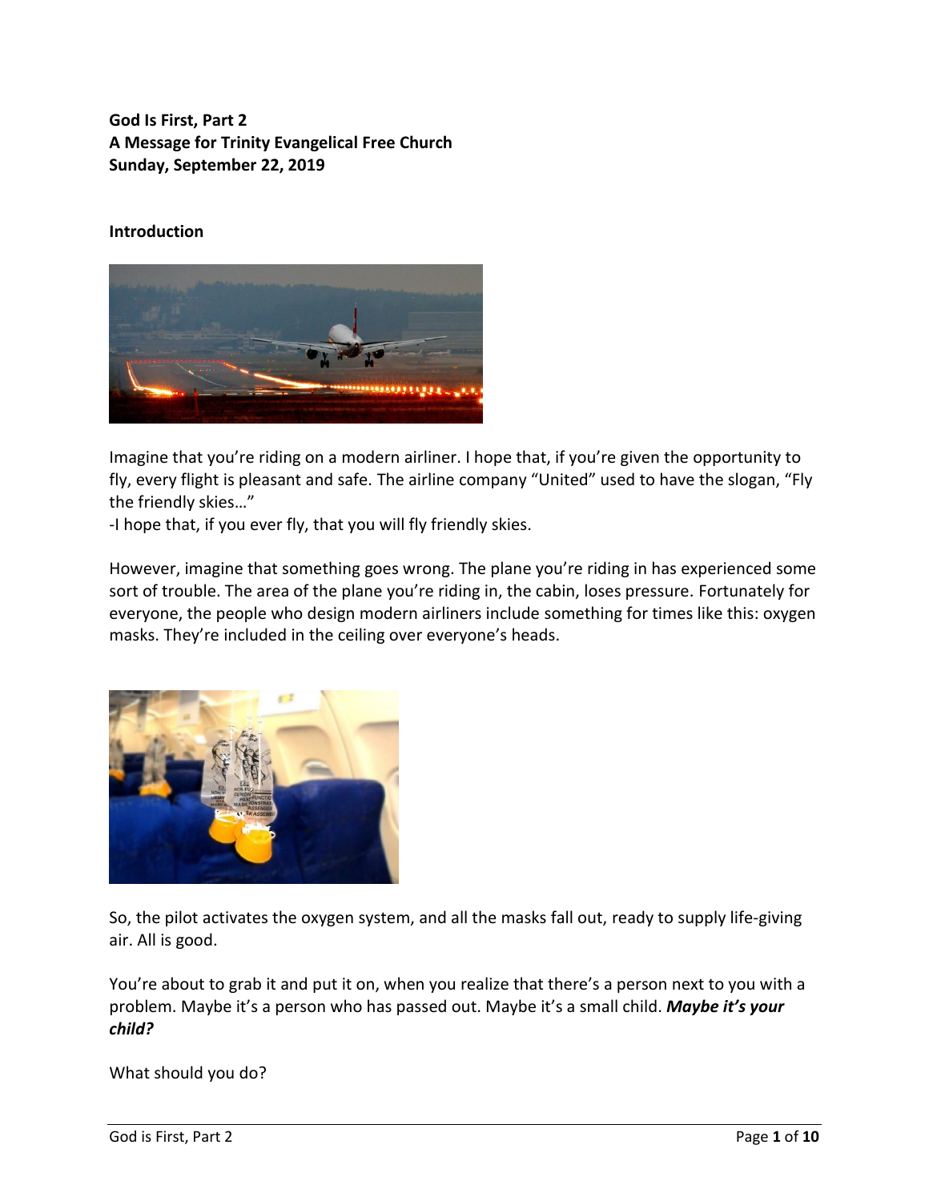**God Is First, Part 2**
**A Message for Trinity Evangelical Free Church**
**Sunday, September 22, 2019**

**Introduction**

Imagine that you're riding on a modern airliner. I hope that, if you're given the opportunity to fly, every flight is pleasant and safe. The airline company "United" used to have the slogan, "Fly the friendly skies…"
-I hope that, if you ever fly, that you will fly friendly skies.

However, imagine that something goes wrong. The plane you're riding in has experienced some sort of trouble. The area of the plane you're riding in, the cabin, loses pressure. Fortunately for everyone, the people who design modern airliners include something for times like this: oxygen masks. They're included in the ceiling over everyone's heads.

So, the pilot activates the oxygen system, and all the masks fall out, ready to supply life-giving air. All is good.

You're about to grab it and put it on, when you realize that there's a person next to you with a problem. Maybe it's a person who has passed out. Maybe it's a small child. ***Maybe it's your child?***

What should you do?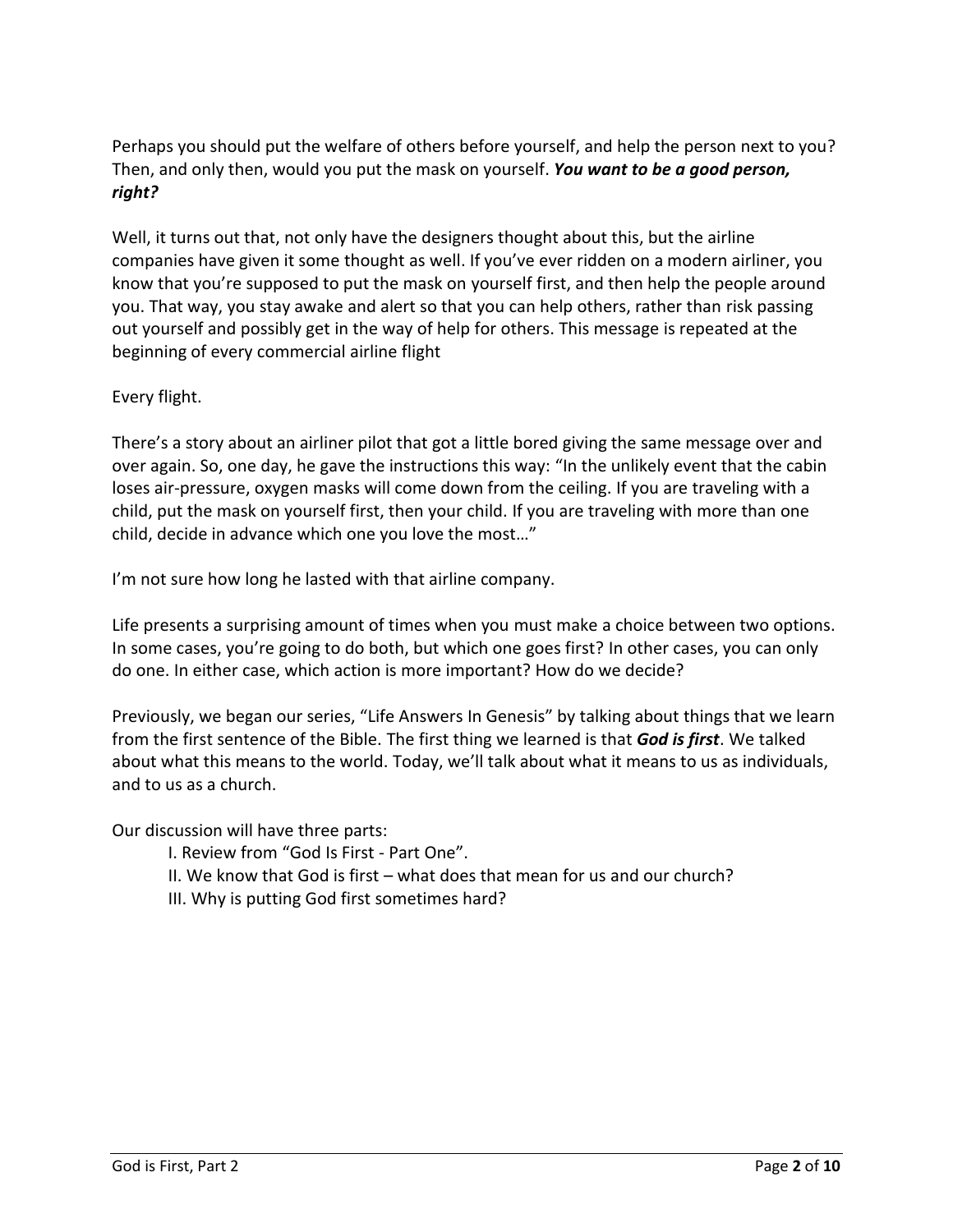Perhaps you should put the welfare of others before yourself, and help the person next to you? Then, and only then, would you put the mask on yourself. ***You want to be a good person, right?***

Well, it turns out that, not only have the designers thought about this, but the airline companies have given it some thought as well. If you've ever ridden on a modern airliner, you know that you're supposed to put the mask on yourself first, and then help the people around you. That way, you stay awake and alert so that you can help others, rather than risk passing out yourself and possibly get in the way of help for others. This message is repeated at the beginning of every commercial airline flight

Every flight.

There's a story about an airliner pilot that got a little bored giving the same message over and over again. So, one day, he gave the instructions this way: "In the unlikely event that the cabin loses air-pressure, oxygen masks will come down from the ceiling. If you are traveling with a child, put the mask on yourself first, then your child. If you are traveling with more than one child, decide in advance which one you love the most…"

I'm not sure how long he lasted with that airline company.

Life presents a surprising amount of times when you must make a choice between two options. In some cases, you're going to do both, but which one goes first? In other cases, you can only do one. In either case, which action is more important? How do we decide?

Previously, we began our series, "Life Answers In Genesis" by talking about things that we learn from the first sentence of the Bible. The first thing we learned is that ***God is first***. We talked about what this means to the world. Today, we'll talk about what it means to us as individuals, and to us as a church.

Our discussion will have three parts:

I. Review from "God Is First - Part One".
II. We know that God is first – what does that mean for us and our church?
III. Why is putting God first sometimes hard?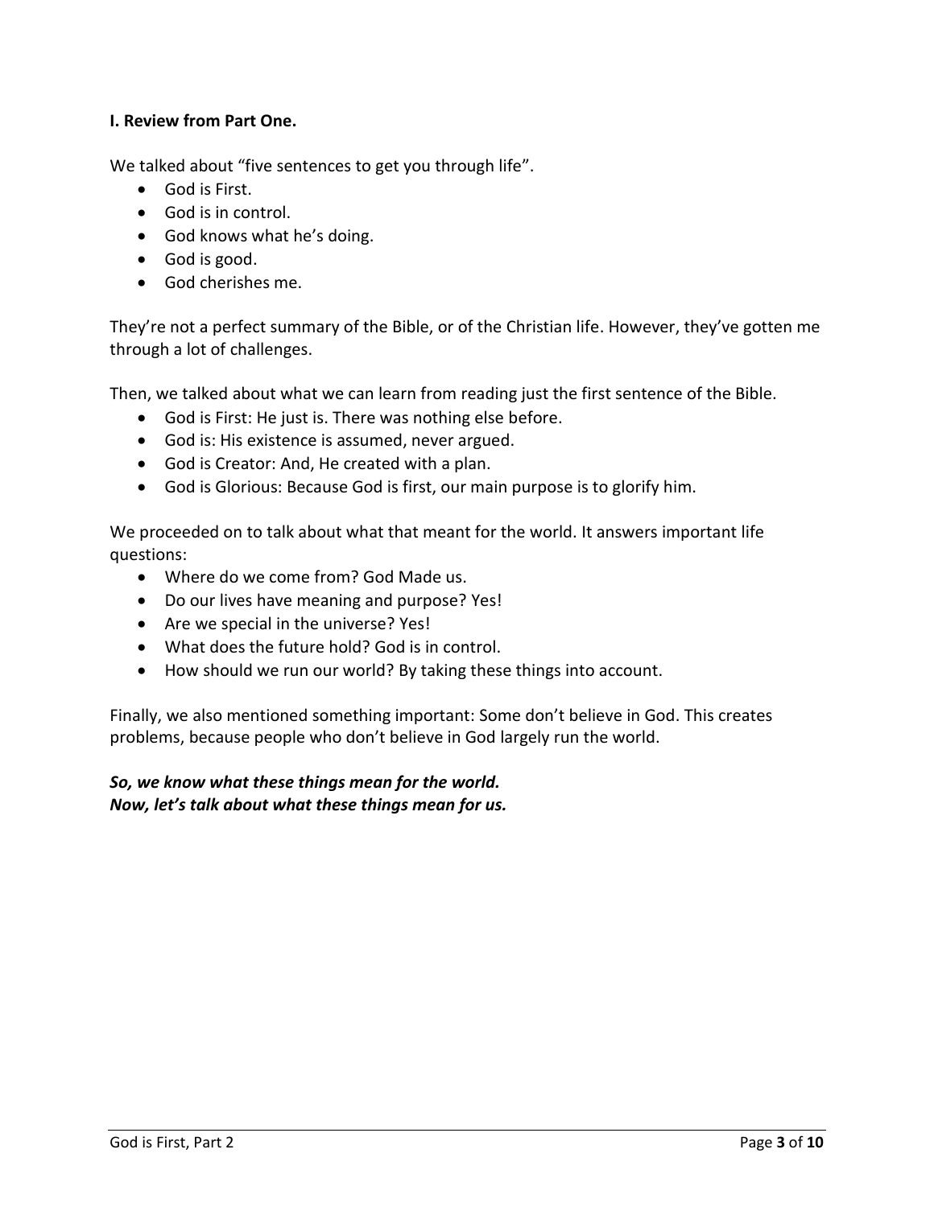**I. Review from Part One.**

We talked about "five sentences to get you through life".

- God is First.
- God is in control.
- God knows what he's doing.
- God is good.
- God cherishes me.

They're not a perfect summary of the Bible, or of the Christian life. However, they've gotten me through a lot of challenges.

Then, we talked about what we can learn from reading just the first sentence of the Bible.

- God is First: He just is. There was nothing else before.
- God is: His existence is assumed, never argued.
- God is Creator: And, He created with a plan.
- God is Glorious: Because God is first, our main purpose is to glorify him.

We proceeded on to talk about what that meant for the world. It answers important life questions:

- Where do we come from? God Made us.
- Do our lives have meaning and purpose? Yes!
- Are we special in the universe? Yes!
- What does the future hold? God is in control.
- How should we run our world? By taking these things into account.

Finally, we also mentioned something important: Some don't believe in God. This creates problems, because people who don't believe in God largely run the world.

***So, we know what these things mean for the world.***
***Now, let's talk about what these things mean for us.***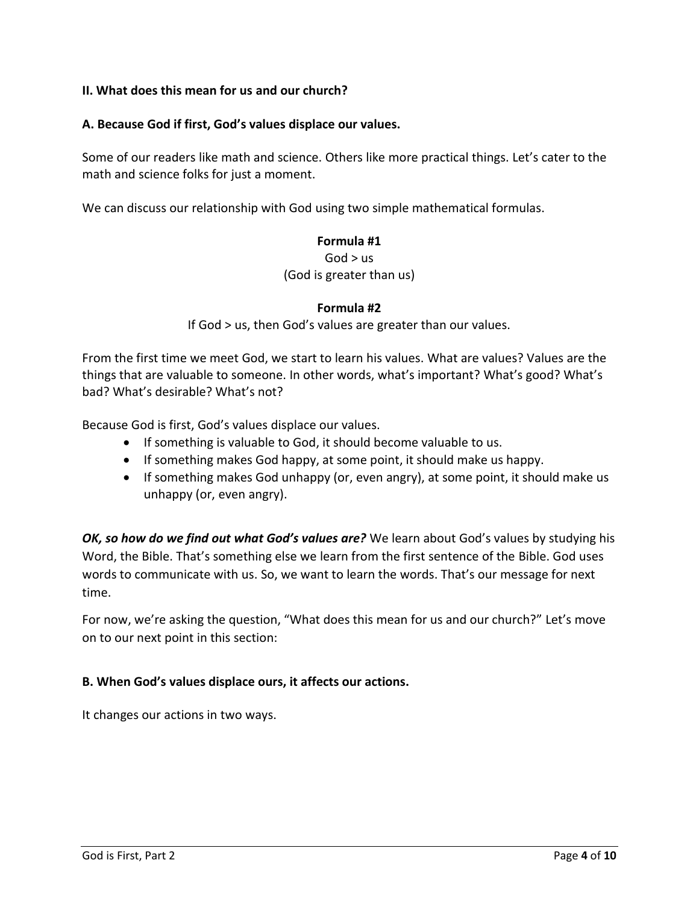**II. What does this mean for us and our church?**

**A. Because God if first, God's values displace our values.**

Some of our readers like math and science. Others like more practical things. Let's cater to the math and science folks for just a moment.

We can discuss our relationship with God using two simple mathematical formulas.

**Formula #1**

God > us

(God is greater than us)

**Formula #2**

If God > us, then God's values are greater than our values.

From the first time we meet God, we start to learn his values. What are values? Values are the things that are valuable to someone. In other words, what's important? What's good? What's bad? What's desirable? What's not?

Because God is first, God's values displace our values.

- If something is valuable to God, it should become valuable to us.
- If something makes God happy, at some point, it should make us happy.
- If something makes God unhappy (or, even angry), at some point, it should make us unhappy (or, even angry).

***OK, so how do we find out what God's values are?*** We learn about God's values by studying his Word, the Bible. That's something else we learn from the first sentence of the Bible. God uses words to communicate with us. So, we want to learn the words. That's our message for next time.

For now, we're asking the question, "What does this mean for us and our church?" Let's move on to our next point in this section:

**B. When God's values displace ours, it affects our actions.**

It changes our actions in two ways.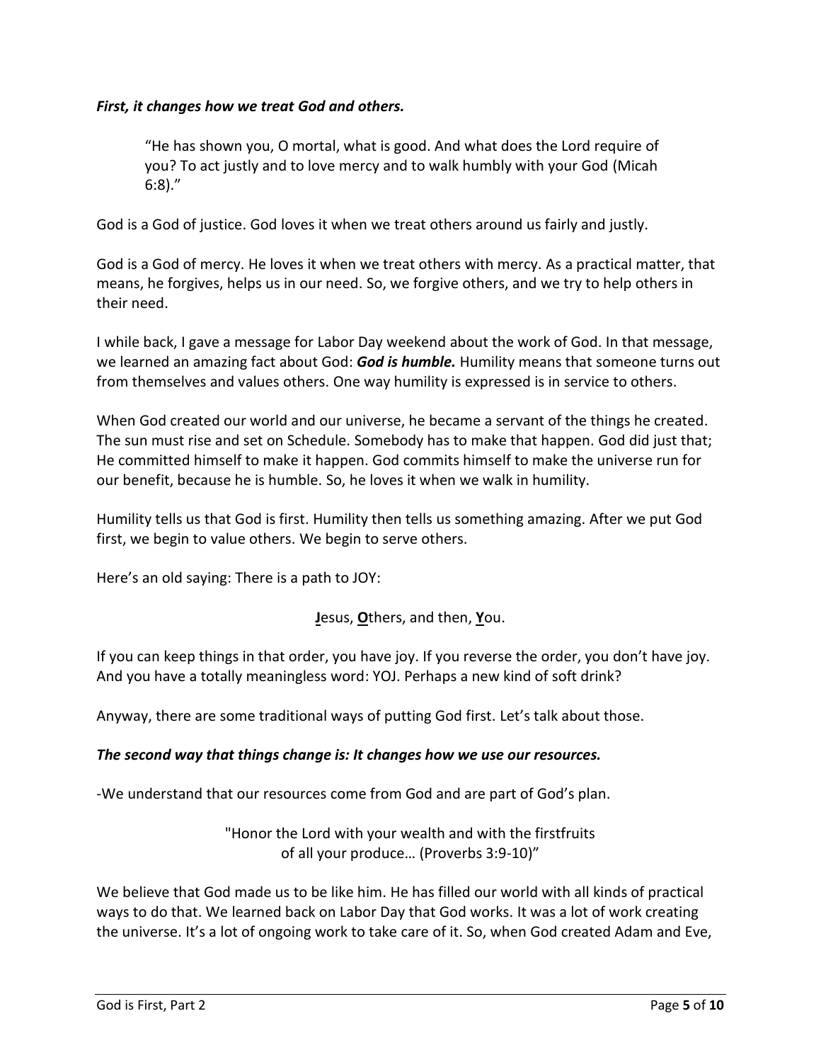***First, it changes how we treat God and others.***

> "He has shown you, O mortal, what is good. And what does the Lord require of you? To act justly and to love mercy and to walk humbly with your God (Micah 6:8)."

God is a God of justice. God loves it when we treat others around us fairly and justly.

God is a God of mercy. He loves it when we treat others with mercy. As a practical matter, that means, he forgives, helps us in our need. So, we forgive others, and we try to help others in their need.

I while back, I gave a message for Labor Day weekend about the work of God. In that message, we learned an amazing fact about God: ***God is humble.*** Humility means that someone turns out from themselves and values others. One way humility is expressed is in service to others.

When God created our world and our universe, he became a servant of the things he created. The sun must rise and set on Schedule. Somebody has to make that happen. God did just that; He committed himself to make it happen. God commits himself to make the universe run for our benefit, because he is humble. So, he loves it when we walk in humility.

Humility tells us that God is first. Humility then tells us something amazing. After we put God first, we begin to value others. We begin to serve others.

Here's an old saying: There is a path to JOY:

**J**esus, **O**thers, and then, **Y**ou.

If you can keep things in that order, you have joy. If you reverse the order, you don't have joy. And you have a totally meaningless word: YOJ. Perhaps a new kind of soft drink?

Anyway, there are some traditional ways of putting God first. Let's talk about those.

***The second way that things change is: It changes how we use our resources.***

-We understand that our resources come from God and are part of God's plan.

"Honor the Lord with your wealth and with the firstfruits of all your produce… (Proverbs 3:9-10)"

We believe that God made us to be like him. He has filled our world with all kinds of practical ways to do that. We learned back on Labor Day that God works. It was a lot of work creating the universe. It's a lot of ongoing work to take care of it. So, when God created Adam and Eve,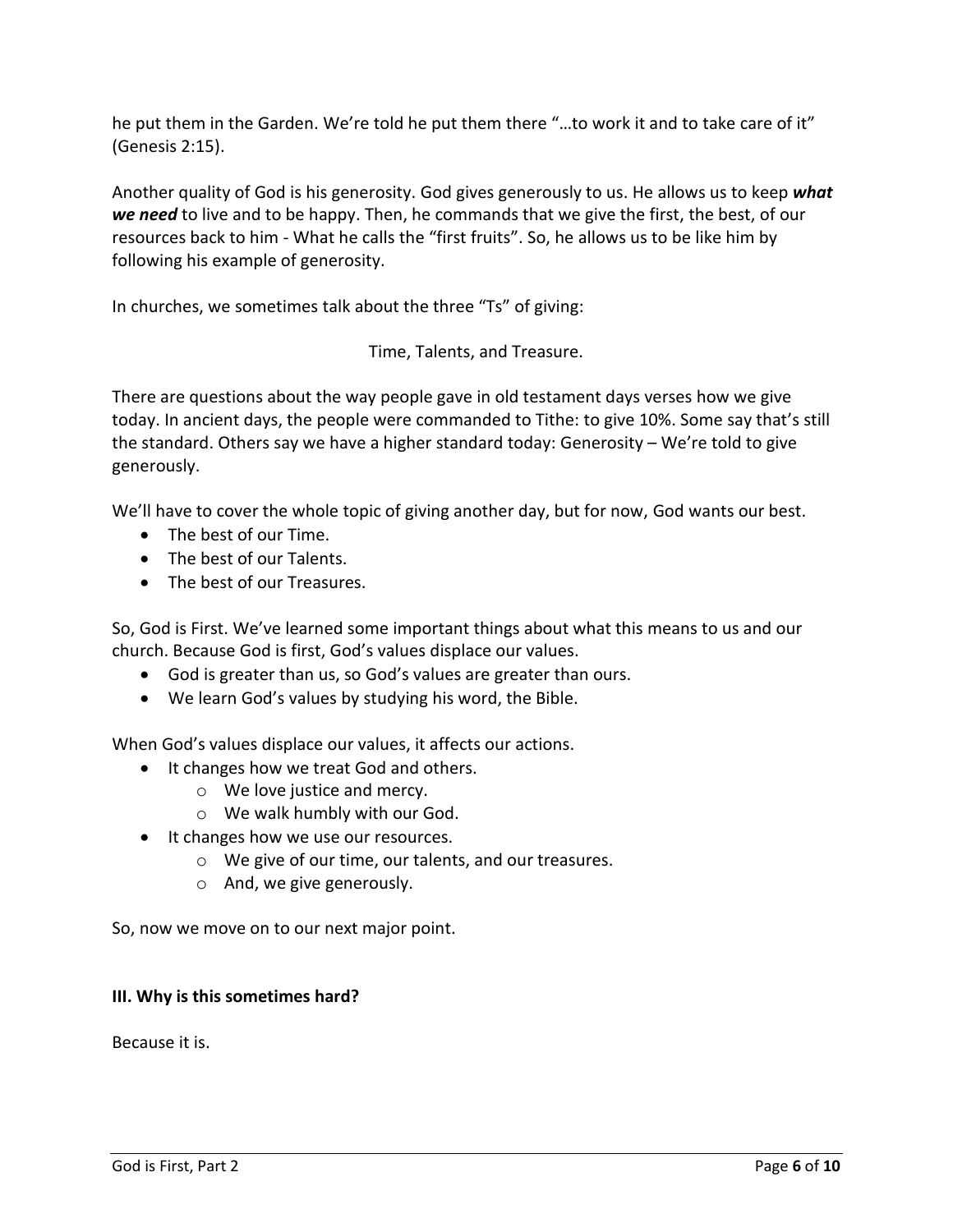he put them in the Garden. We're told he put them there "…to work it and to take care of it" (Genesis 2:15).

Another quality of God is his generosity. God gives generously to us. He allows us to keep ***what we need*** to live and to be happy. Then, he commands that we give the first, the best, of our resources back to him - What he calls the "first fruits". So, he allows us to be like him by following his example of generosity.

In churches, we sometimes talk about the three "Ts" of giving:

Time, Talents, and Treasure.

There are questions about the way people gave in old testament days verses how we give today. In ancient days, the people were commanded to Tithe: to give 10%. Some say that's still the standard. Others say we have a higher standard today: Generosity – We're told to give generously.

We'll have to cover the whole topic of giving another day, but for now, God wants our best.

- The best of our Time.
- The best of our Talents.
- The best of our Treasures.

So, God is First. We've learned some important things about what this means to us and our church. Because God is first, God's values displace our values.

- God is greater than us, so God's values are greater than ours.
- We learn God's values by studying his word, the Bible.

When God's values displace our values, it affects our actions.

- It changes how we treat God and others.
  - We love justice and mercy.
  - We walk humbly with our God.
- It changes how we use our resources.
  - We give of our time, our talents, and our treasures.
  - And, we give generously.

So, now we move on to our next major point.

**III. Why is this sometimes hard?**

Because it is.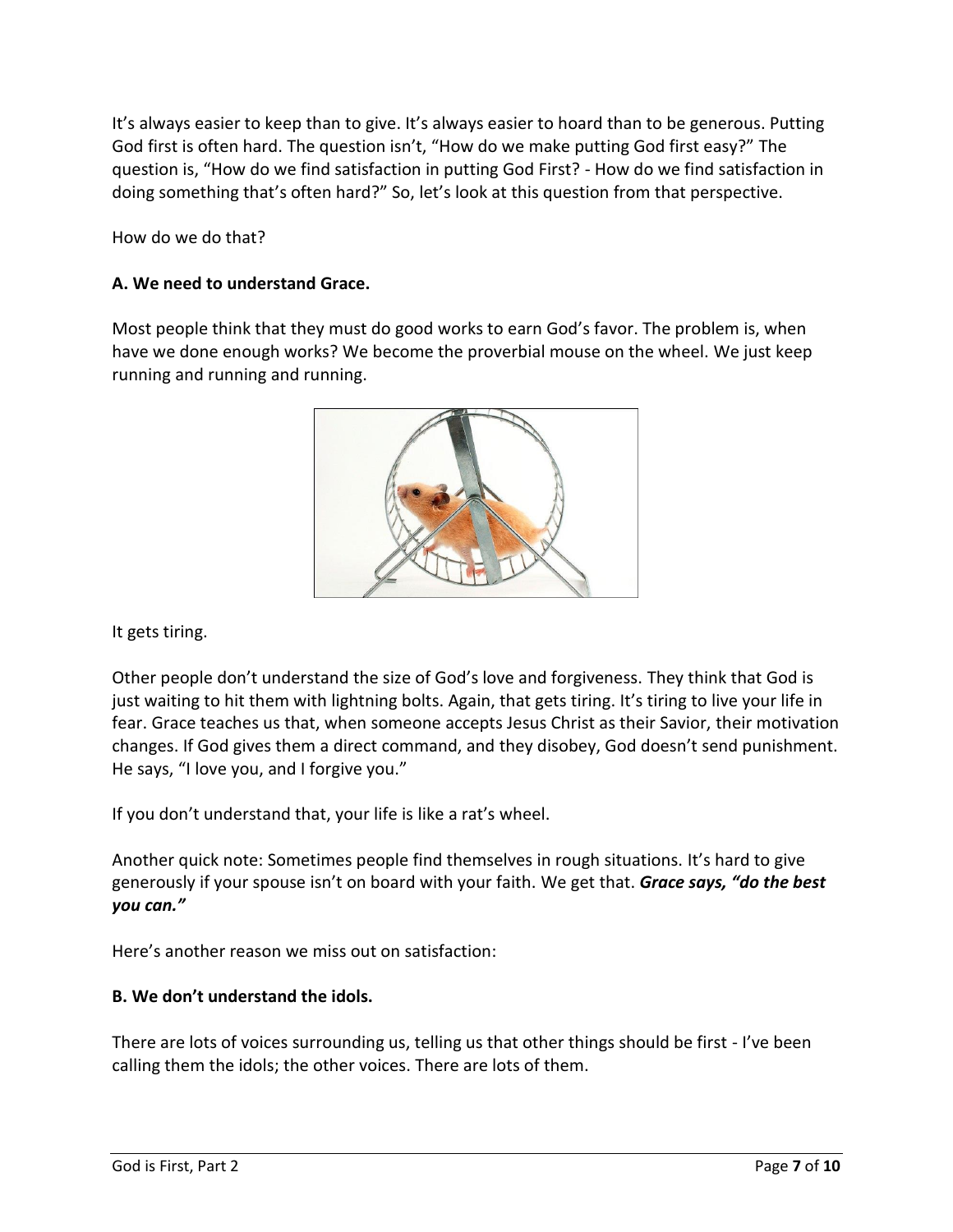It's always easier to keep than to give. It's always easier to hoard than to be generous. Putting God first is often hard. The question isn't, "How do we make putting God first easy?" The question is, "How do we find satisfaction in putting God First? - How do we find satisfaction in doing something that's often hard?" So, let's look at this question from that perspective.

How do we do that?

**A. We need to understand Grace.**

Most people think that they must do good works to earn God's favor. The problem is, when have we done enough works? We become the proverbial mouse on the wheel. We just keep running and running and running.

It gets tiring.

Other people don't understand the size of God's love and forgiveness. They think that God is just waiting to hit them with lightning bolts. Again, that gets tiring. It's tiring to live your life in fear. Grace teaches us that, when someone accepts Jesus Christ as their Savior, their motivation changes. If God gives them a direct command, and they disobey, God doesn't send punishment. He says, "I love you, and I forgive you."

If you don't understand that, your life is like a rat's wheel.

Another quick note: Sometimes people find themselves in rough situations. It's hard to give generously if your spouse isn't on board with your faith. We get that. ***Grace says, "do the best you can."***

Here's another reason we miss out on satisfaction:

**B. We don't understand the idols.**

There are lots of voices surrounding us, telling us that other things should be first - I've been calling them the idols; the other voices. There are lots of them.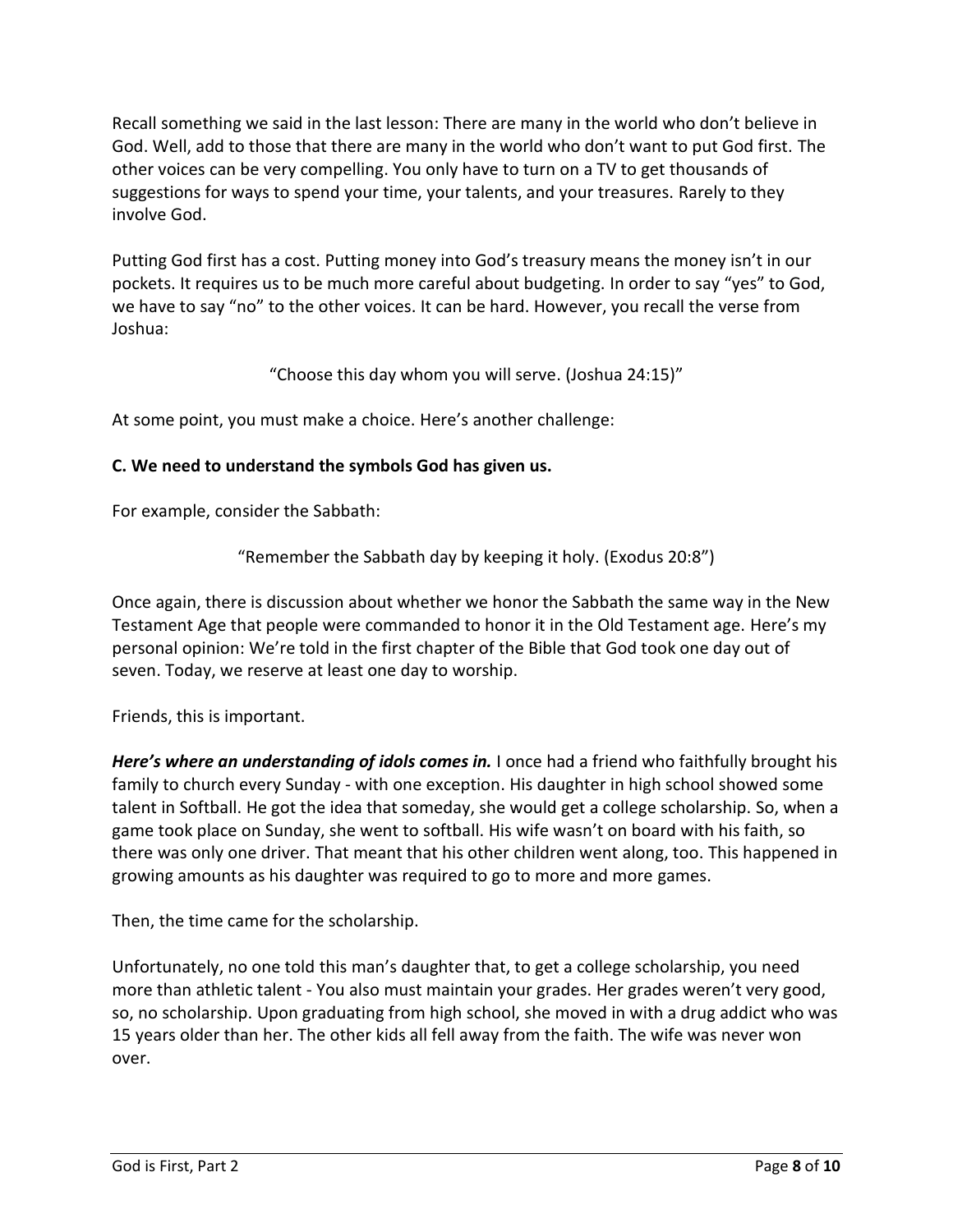Recall something we said in the last lesson: There are many in the world who don't believe in God. Well, add to those that there are many in the world who don't want to put God first. The other voices can be very compelling. You only have to turn on a TV to get thousands of suggestions for ways to spend your time, your talents, and your treasures. Rarely to they involve God.

Putting God first has a cost. Putting money into God's treasury means the money isn't in our pockets. It requires us to be much more careful about budgeting. In order to say "yes" to God, we have to say "no" to the other voices. It can be hard. However, you recall the verse from Joshua:

"Choose this day whom you will serve. (Joshua 24:15)"

At some point, you must make a choice. Here's another challenge:

**C. We need to understand the symbols God has given us.**

For example, consider the Sabbath:

"Remember the Sabbath day by keeping it holy. (Exodus 20:8")

Once again, there is discussion about whether we honor the Sabbath the same way in the New Testament Age that people were commanded to honor it in the Old Testament age. Here's my personal opinion: We're told in the first chapter of the Bible that God took one day out of seven. Today, we reserve at least one day to worship.

Friends, this is important.

***Here's where an understanding of idols comes in.*** I once had a friend who faithfully brought his family to church every Sunday - with one exception. His daughter in high school showed some talent in Softball. He got the idea that someday, she would get a college scholarship. So, when a game took place on Sunday, she went to softball. His wife wasn't on board with his faith, so there was only one driver. That meant that his other children went along, too. This happened in growing amounts as his daughter was required to go to more and more games.

Then, the time came for the scholarship.

Unfortunately, no one told this man's daughter that, to get a college scholarship, you need more than athletic talent - You also must maintain your grades. Her grades weren't very good, so, no scholarship. Upon graduating from high school, she moved in with a drug addict who was 15 years older than her. The other kids all fell away from the faith. The wife was never won over.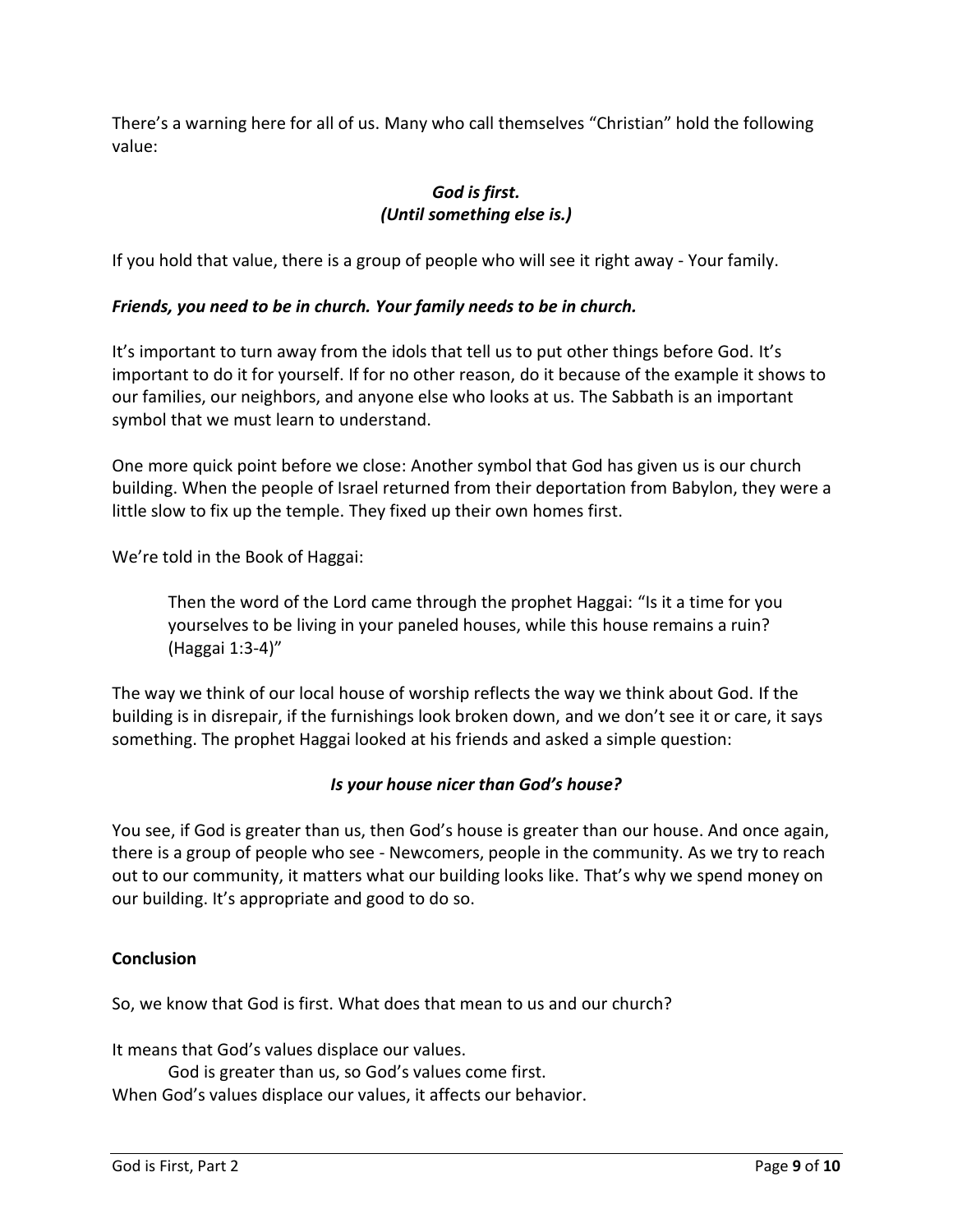There's a warning here for all of us. Many who call themselves "Christian" hold the following value:

***God is first.***
***(Until something else is.)***

If you hold that value, there is a group of people who will see it right away - Your family.

***Friends, you need to be in church. Your family needs to be in church.***

It's important to turn away from the idols that tell us to put other things before God. It's important to do it for yourself. If for no other reason, do it because of the example it shows to our families, our neighbors, and anyone else who looks at us. The Sabbath is an important symbol that we must learn to understand.

One more quick point before we close: Another symbol that God has given us is our church building. When the people of Israel returned from their deportation from Babylon, they were a little slow to fix up the temple. They fixed up their own homes first.

We're told in the Book of Haggai:

> Then the word of the Lord came through the prophet Haggai: "Is it a time for you yourselves to be living in your paneled houses, while this house remains a ruin? (Haggai 1:3-4)"

The way we think of our local house of worship reflects the way we think about God. If the building is in disrepair, if the furnishings look broken down, and we don't see it or care, it says something. The prophet Haggai looked at his friends and asked a simple question:

***Is your house nicer than God's house?***

You see, if God is greater than us, then God's house is greater than our house. And once again, there is a group of people who see - Newcomers, people in the community. As we try to reach out to our community, it matters what our building looks like. That's why we spend money on our building. It's appropriate and good to do so.

**Conclusion**

So, we know that God is first. What does that mean to us and our church?

It means that God's values displace our values.
    God is greater than us, so God's values come first.
When God's values displace our values, it affects our behavior.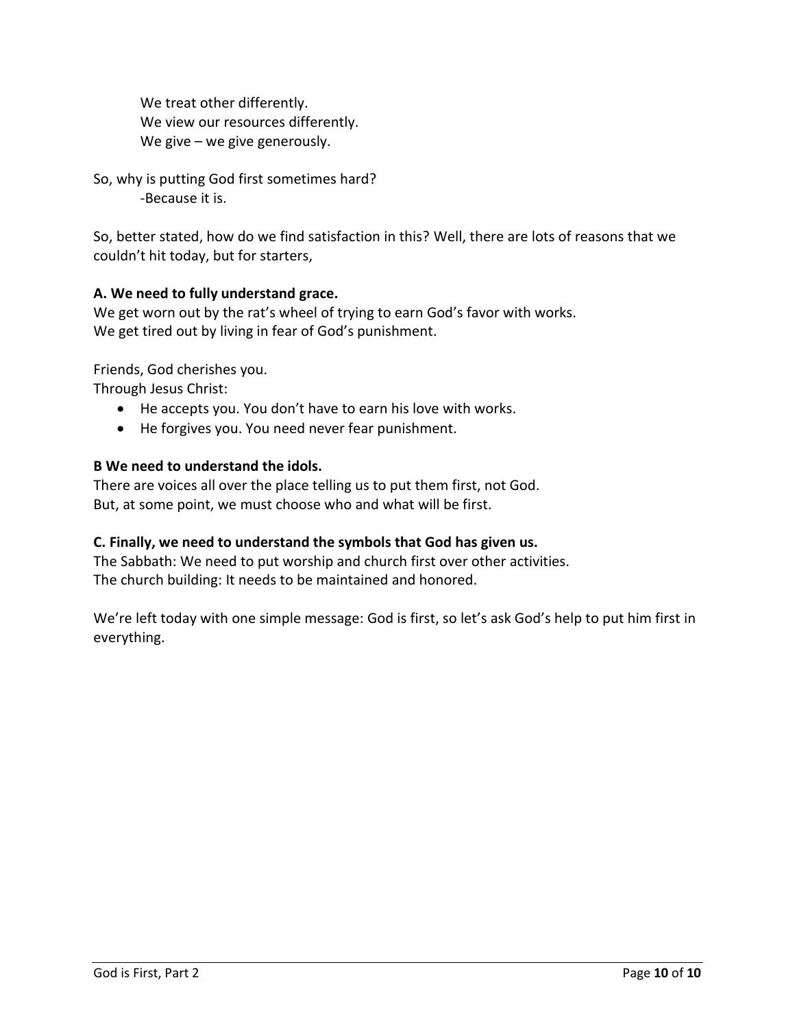We treat other differently.
We view our resources differently.
We give – we give generously.

So, why is putting God first sometimes hard?
-Because it is.

So, better stated, how do we find satisfaction in this? Well, there are lots of reasons that we couldn't hit today, but for starters,

**A. We need to fully understand grace.**

We get worn out by the rat's wheel of trying to earn God's favor with works.
We get tired out by living in fear of God's punishment.

Friends, God cherishes you.
Through Jesus Christ:

- He accepts you. You don't have to earn his love with works.
- He forgives you. You need never fear punishment.

**B We need to understand the idols.**

There are voices all over the place telling us to put them first, not God.
But, at some point, we must choose who and what will be first.

**C. Finally, we need to understand the symbols that God has given us.**

The Sabbath: We need to put worship and church first over other activities.
The church building: It needs to be maintained and honored.

We're left today with one simple message: God is first, so let's ask God's help to put him first in everything.